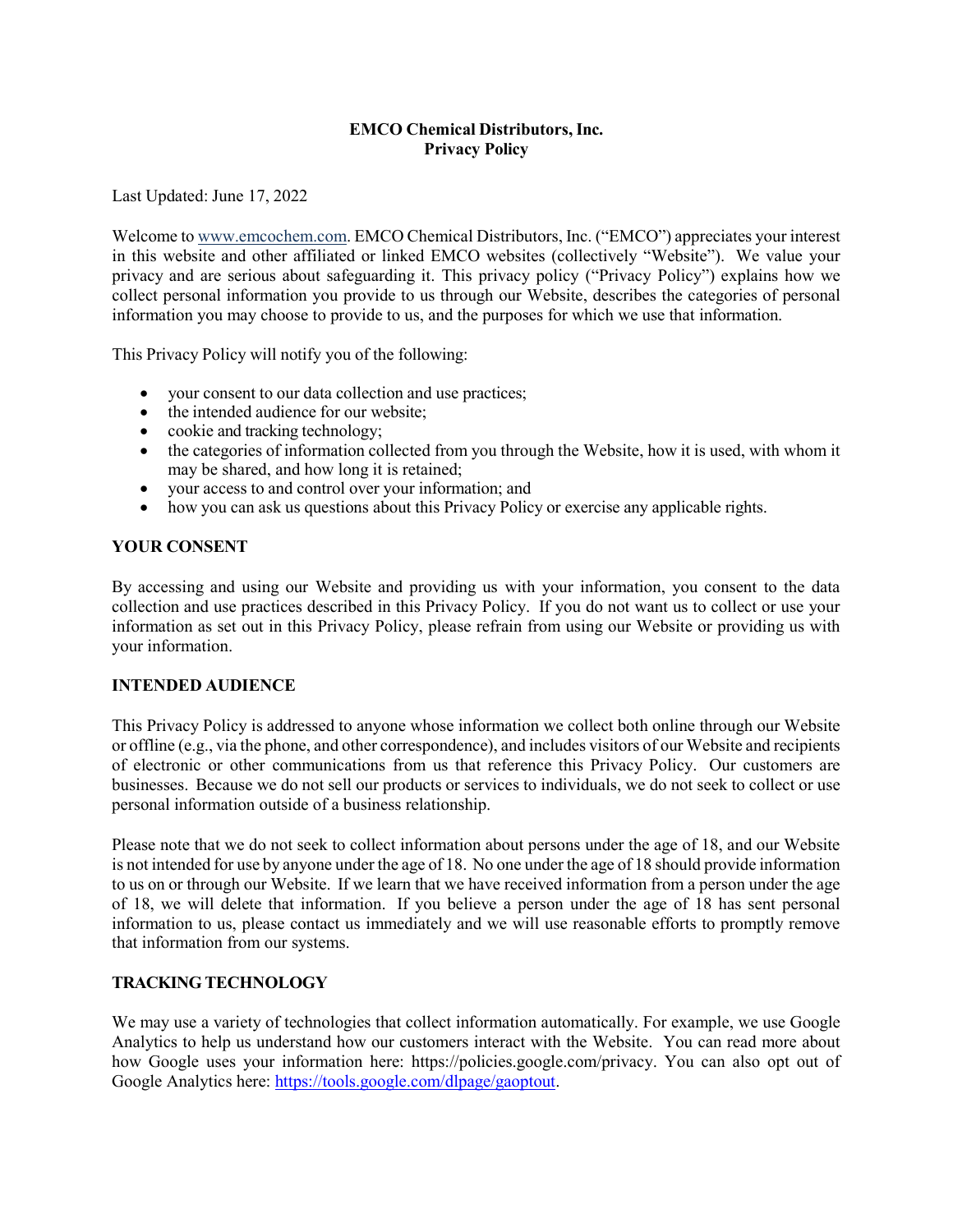**EMCO Chemical Distributors, Inc.**
**Privacy Policy**

Last Updated: June 17, 2022

Welcome to [www.emcochem.com](www.emcochem.com). EMCO Chemical Distributors, Inc. ("EMCO") appreciates your interest in this website and other affiliated or linked EMCO websites (collectively "Website"). We value your privacy and are serious about safeguarding it. This privacy policy ("Privacy Policy") explains how we collect personal information you provide to us through our Website, describes the categories of personal information you may choose to provide to us, and the purposes for which we use that information.

This Privacy Policy will notify you of the following:

- your consent to our data collection and use practices;
- the intended audience for our website;
- cookie and tracking technology;
- the categories of information collected from you through the Website, how it is used, with whom it may be shared, and how long it is retained;
- your access to and control over your information; and
- how you can ask us questions about this Privacy Policy or exercise any applicable rights.

## YOUR CONSENT

By accessing and using our Website and providing us with your information, you consent to the data collection and use practices described in this Privacy Policy. If you do not want us to collect or use your information as set out in this Privacy Policy, please refrain from using our Website or providing us with your information.

## INTENDED AUDIENCE

This Privacy Policy is addressed to anyone whose information we collect both online through our Website or offline (e.g., via the phone, and other correspondence), and includes visitors of our Website and recipients of electronic or other communications from us that reference this Privacy Policy. Our customers are businesses. Because we do not sell our products or services to individuals, we do not seek to collect or use personal information outside of a business relationship.

Please note that we do not seek to collect information about persons under the age of 18, and our Website is not intended for use by anyone under the age of 18. No one under the age of 18 should provide information to us on or through our Website. If we learn that we have received information from a person under the age of 18, we will delete that information. If you believe a person under the age of 18 has sent personal information to us, please contact us immediately and we will use reasonable efforts to promptly remove that information from our systems.

## TRACKING TECHNOLOGY

We may use a variety of technologies that collect information automatically. For example, we use Google Analytics to help us understand how our customers interact with the Website. You can read more about how Google uses your information here: https://policies.google.com/privacy. You can also opt out of Google Analytics here: [https://tools.google.com/dlpage/gaoptout](https://tools.google.com/dlpage/gaoptout).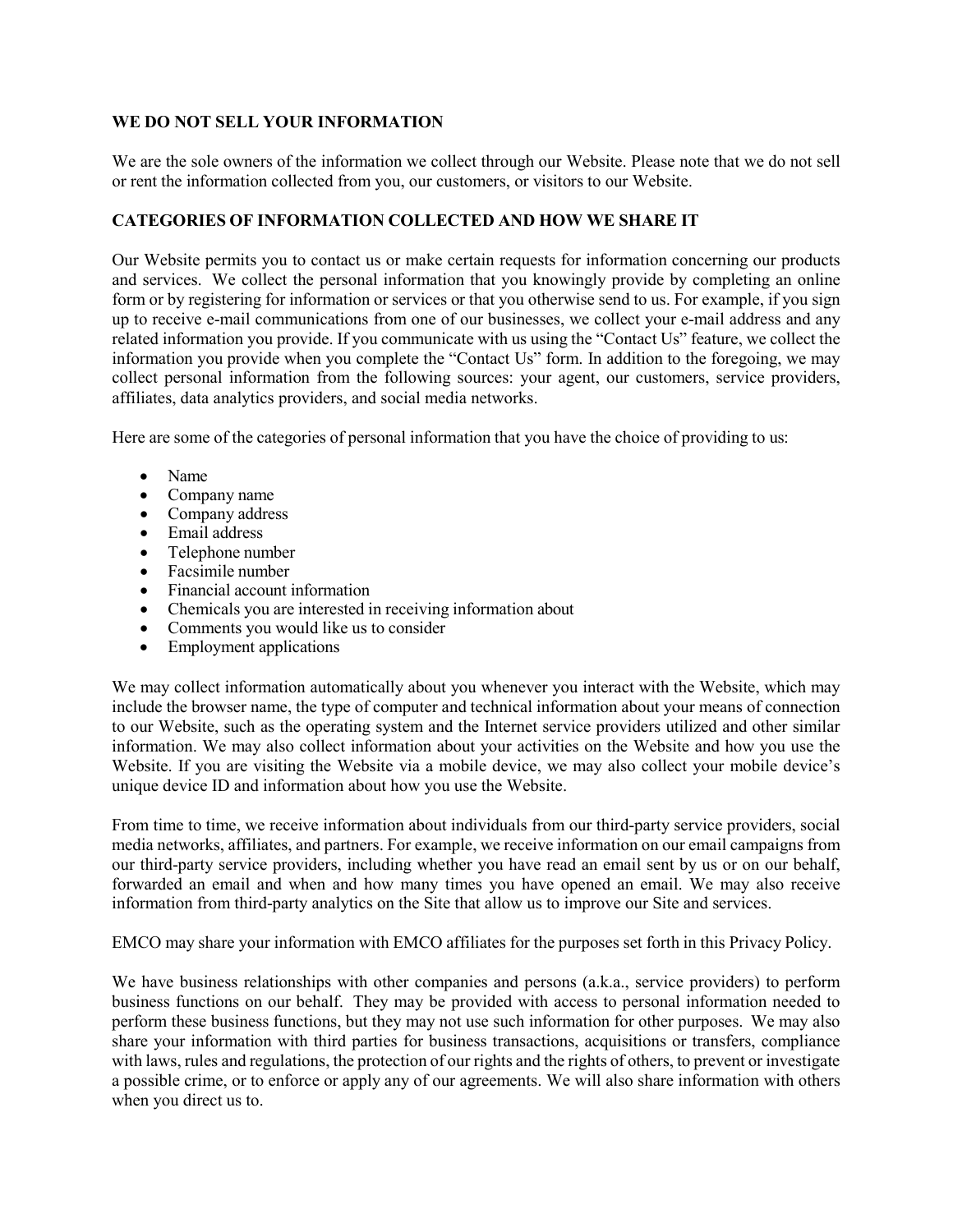## WE DO NOT SELL YOUR INFORMATION

We are the sole owners of the information we collect through our Website. Please note that we do not sell or rent the information collected from you, our customers, or visitors to our Website.

## CATEGORIES OF INFORMATION COLLECTED AND HOW WE SHARE IT

Our Website permits you to contact us or make certain requests for information concerning our products and services. We collect the personal information that you knowingly provide by completing an online form or by registering for information or services or that you otherwise send to us. For example, if you sign up to receive e-mail communications from one of our businesses, we collect your e-mail address and any related information you provide. If you communicate with us using the "Contact Us" feature, we collect the information you provide when you complete the "Contact Us" form. In addition to the foregoing, we may collect personal information from the following sources: your agent, our customers, service providers, affiliates, data analytics providers, and social media networks.

Here are some of the categories of personal information that you have the choice of providing to us:

- Name
- Company name
- Company address
- Email address
- Telephone number
- Facsimile number
- Financial account information
- Chemicals you are interested in receiving information about
- Comments you would like us to consider
- Employment applications

We may collect information automatically about you whenever you interact with the Website, which may include the browser name, the type of computer and technical information about your means of connection to our Website, such as the operating system and the Internet service providers utilized and other similar information. We may also collect information about your activities on the Website and how you use the Website. If you are visiting the Website via a mobile device, we may also collect your mobile device's unique device ID and information about how you use the Website.

From time to time, we receive information about individuals from our third-party service providers, social media networks, affiliates, and partners. For example, we receive information on our email campaigns from our third-party service providers, including whether you have read an email sent by us or on our behalf, forwarded an email and when and how many times you have opened an email. We may also receive information from third-party analytics on the Site that allow us to improve our Site and services.

EMCO may share your information with EMCO affiliates for the purposes set forth in this Privacy Policy.

We have business relationships with other companies and persons (a.k.a., service providers) to perform business functions on our behalf. They may be provided with access to personal information needed to perform these business functions, but they may not use such information for other purposes. We may also share your information with third parties for business transactions, acquisitions or transfers, compliance with laws, rules and regulations, the protection of our rights and the rights of others, to prevent or investigate a possible crime, or to enforce or apply any of our agreements. We will also share information with others when you direct us to.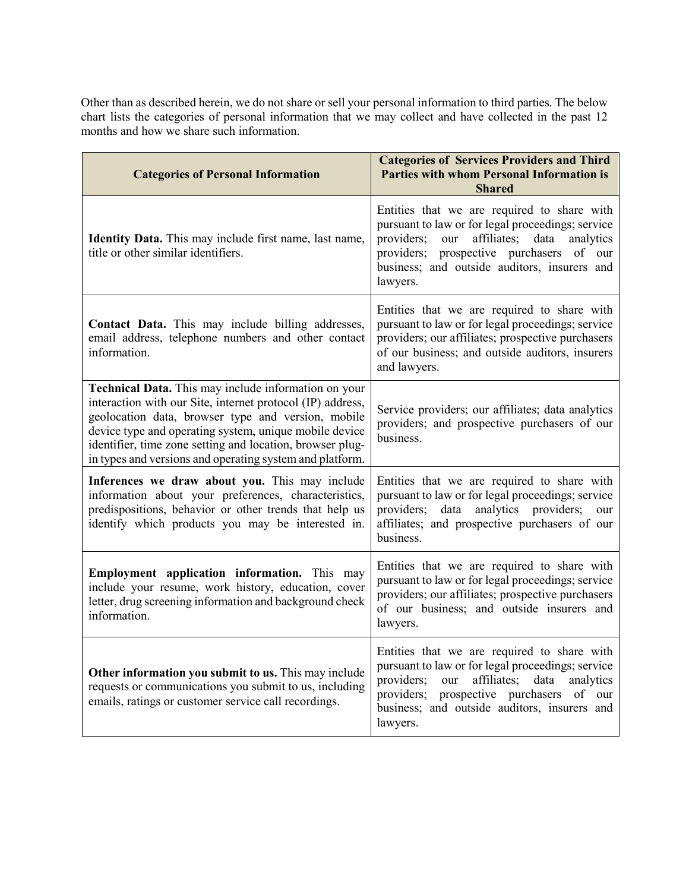Other than as described herein, we do not share or sell your personal information to third parties. The below chart lists the categories of personal information that we may collect and have collected in the past 12 months and how we share such information.

| Categories of Personal Information | Categories of Services Providers and Third Parties with whom Personal Information is Shared |
|---|---|
| **Identity Data.** This may include first name, last name, title or other similar identifiers. | Entities that we are required to share with pursuant to law or for legal proceedings; service providers; our affiliates; data analytics providers; prospective purchasers of our business; and outside auditors, insurers and lawyers. |
| **Contact Data.** This may include billing addresses, email address, telephone numbers and other contact information. | Entities that we are required to share with pursuant to law or for legal proceedings; service providers; our affiliates; prospective purchasers of our business; and outside auditors, insurers and lawyers. |
| **Technical Data.** This may include information on your interaction with our Site, internet protocol (IP) address, geolocation data, browser type and version, mobile device type and operating system, unique mobile device identifier, time zone setting and location, browser plug-in types and versions and operating system and platform. | Service providers; our affiliates; data analytics providers; and prospective purchasers of our business. |
| **Inferences we draw about you.** This may include information about your preferences, characteristics, predispositions, behavior or other trends that help us identify which products you may be interested in. | Entities that we are required to share with pursuant to law or for legal proceedings; service providers; data analytics providers; our affiliates; and prospective purchasers of our business. |
| **Employment application information.** This may include your resume, work history, education, cover letter, drug screening information and background check information. | Entities that we are required to share with pursuant to law or for legal proceedings; service providers; our affiliates; prospective purchasers of our business; and outside insurers and lawyers. |
| **Other information you submit to us.** This may include requests or communications you submit to us, including emails, ratings or customer service call recordings. | Entities that we are required to share with pursuant to law or for legal proceedings; service providers; our affiliates; data analytics providers; prospective purchasers of our business; and outside auditors, insurers and lawyers. |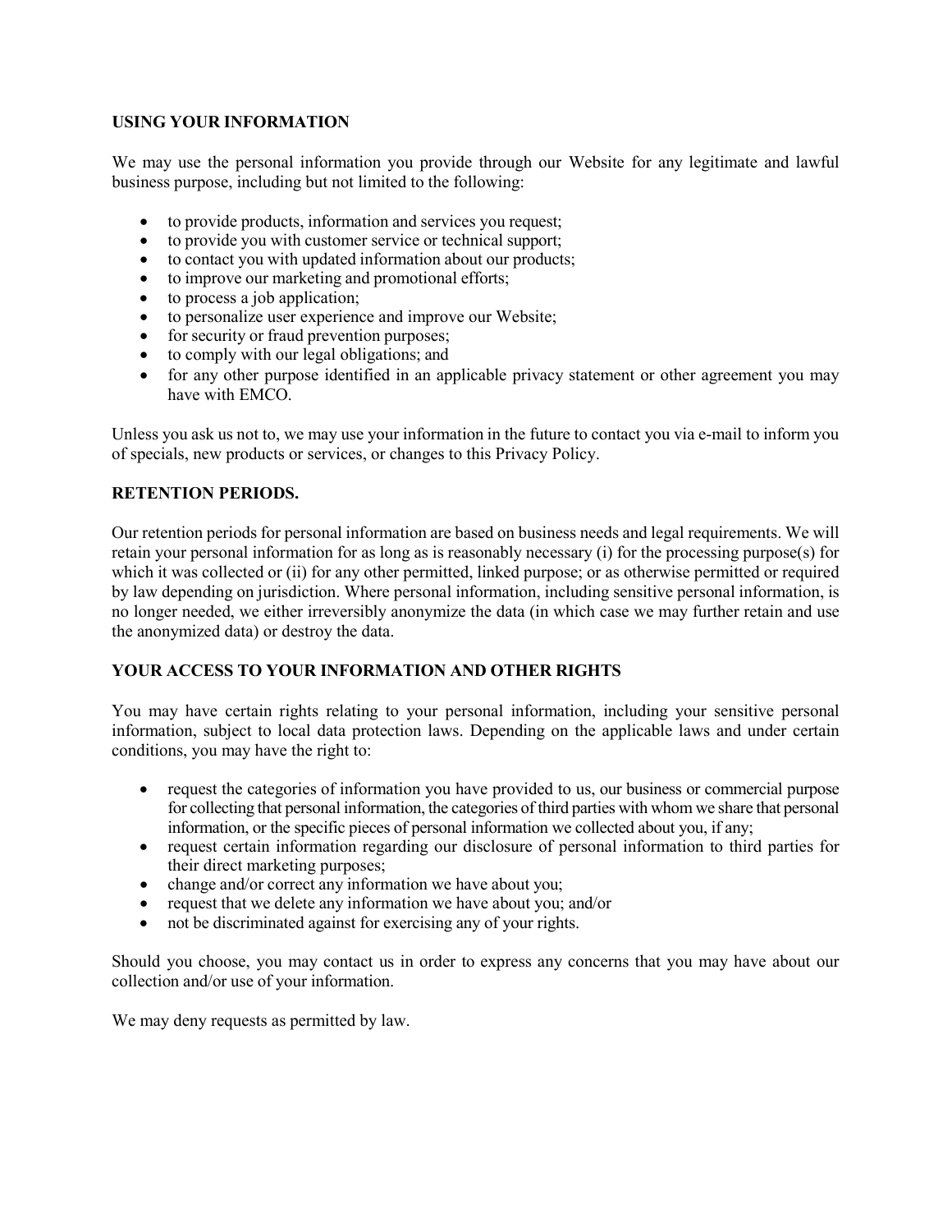## USING YOUR INFORMATION

We may use the personal information you provide through our Website for any legitimate and lawful business purpose, including but not limited to the following:

- to provide products, information and services you request;
- to provide you with customer service or technical support;
- to contact you with updated information about our products;
- to improve our marketing and promotional efforts;
- to process a job application;
- to personalize user experience and improve our Website;
- for security or fraud prevention purposes;
- to comply with our legal obligations; and
- for any other purpose identified in an applicable privacy statement or other agreement you may have with EMCO.

Unless you ask us not to, we may use your information in the future to contact you via e-mail to inform you of specials, new products or services, or changes to this Privacy Policy.

## RETENTION PERIODS.

Our retention periods for personal information are based on business needs and legal requirements. We will retain your personal information for as long as is reasonably necessary (i) for the processing purpose(s) for which it was collected or (ii) for any other permitted, linked purpose; or as otherwise permitted or required by law depending on jurisdiction. Where personal information, including sensitive personal information, is no longer needed, we either irreversibly anonymize the data (in which case we may further retain and use the anonymized data) or destroy the data.

## YOUR ACCESS TO YOUR INFORMATION AND OTHER RIGHTS

You may have certain rights relating to your personal information, including your sensitive personal information, subject to local data protection laws. Depending on the applicable laws and under certain conditions, you may have the right to:

- request the categories of information you have provided to us, our business or commercial purpose for collecting that personal information, the categories of third parties with whom we share that personal information, or the specific pieces of personal information we collected about you, if any;
- request certain information regarding our disclosure of personal information to third parties for their direct marketing purposes;
- change and/or correct any information we have about you;
- request that we delete any information we have about you; and/or
- not be discriminated against for exercising any of your rights.

Should you choose, you may contact us in order to express any concerns that you may have about our collection and/or use of your information.

We may deny requests as permitted by law.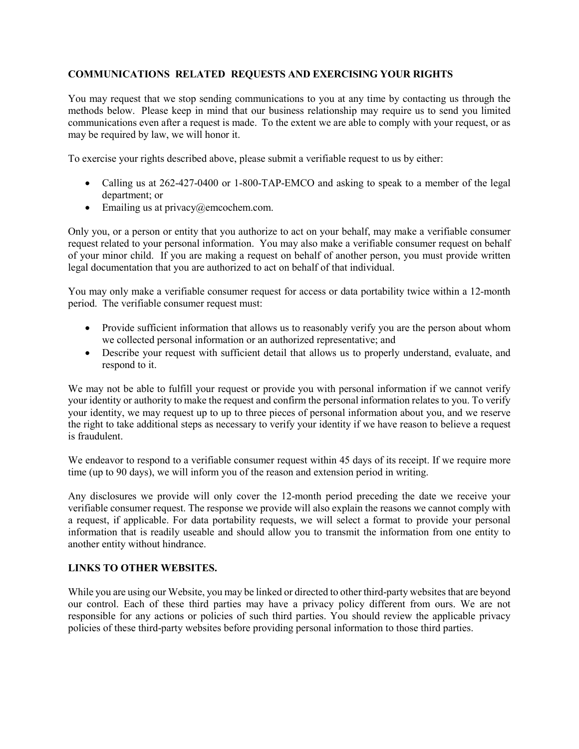## COMMUNICATIONS RELATED REQUESTS AND EXERCISING YOUR RIGHTS

You may request that we stop sending communications to you at any time by contacting us through the methods below. Please keep in mind that our business relationship may require us to send you limited communications even after a request is made. To the extent we are able to comply with your request, or as may be required by law, we will honor it.

To exercise your rights described above, please submit a verifiable request to us by either:

- Calling us at 262-427-0400 or 1-800-TAP-EMCO and asking to speak to a member of the legal department; or
- Emailing us at privacy@emcochem.com.

Only you, or a person or entity that you authorize to act on your behalf, may make a verifiable consumer request related to your personal information. You may also make a verifiable consumer request on behalf of your minor child. If you are making a request on behalf of another person, you must provide written legal documentation that you are authorized to act on behalf of that individual.

You may only make a verifiable consumer request for access or data portability twice within a 12-month period. The verifiable consumer request must:

- Provide sufficient information that allows us to reasonably verify you are the person about whom we collected personal information or an authorized representative; and
- Describe your request with sufficient detail that allows us to properly understand, evaluate, and respond to it.

We may not be able to fulfill your request or provide you with personal information if we cannot verify your identity or authority to make the request and confirm the personal information relates to you. To verify your identity, we may request up to up to three pieces of personal information about you, and we reserve the right to take additional steps as necessary to verify your identity if we have reason to believe a request is fraudulent.

We endeavor to respond to a verifiable consumer request within 45 days of its receipt. If we require more time (up to 90 days), we will inform you of the reason and extension period in writing.

Any disclosures we provide will only cover the 12-month period preceding the date we receive your verifiable consumer request. The response we provide will also explain the reasons we cannot comply with a request, if applicable. For data portability requests, we will select a format to provide your personal information that is readily useable and should allow you to transmit the information from one entity to another entity without hindrance.

## LINKS TO OTHER WEBSITES.

While you are using our Website, you may be linked or directed to other third-party websites that are beyond our control. Each of these third parties may have a privacy policy different from ours. We are not responsible for any actions or policies of such third parties. You should review the applicable privacy policies of these third-party websites before providing personal information to those third parties.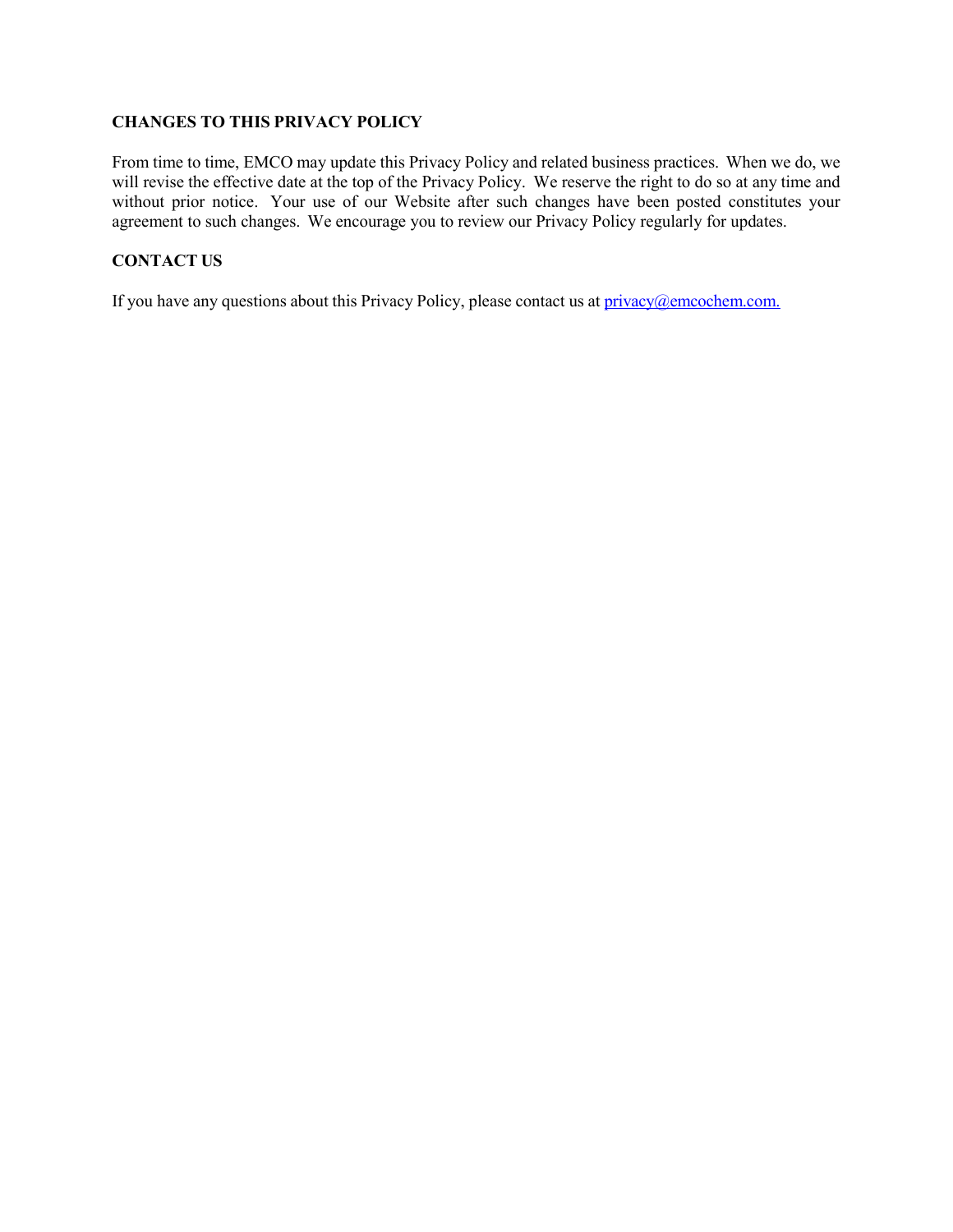**CHANGES TO THIS PRIVACY POLICY**

From time to time, EMCO may update this Privacy Policy and related business practices. When we do, we will revise the effective date at the top of the Privacy Policy. We reserve the right to do so at any time and without prior notice. Your use of our Website after such changes have been posted constitutes your agreement to such changes. We encourage you to review our Privacy Policy regularly for updates.

**CONTACT US**

If you have any questions about this Privacy Policy, please contact us at privacy@emcochem.com.